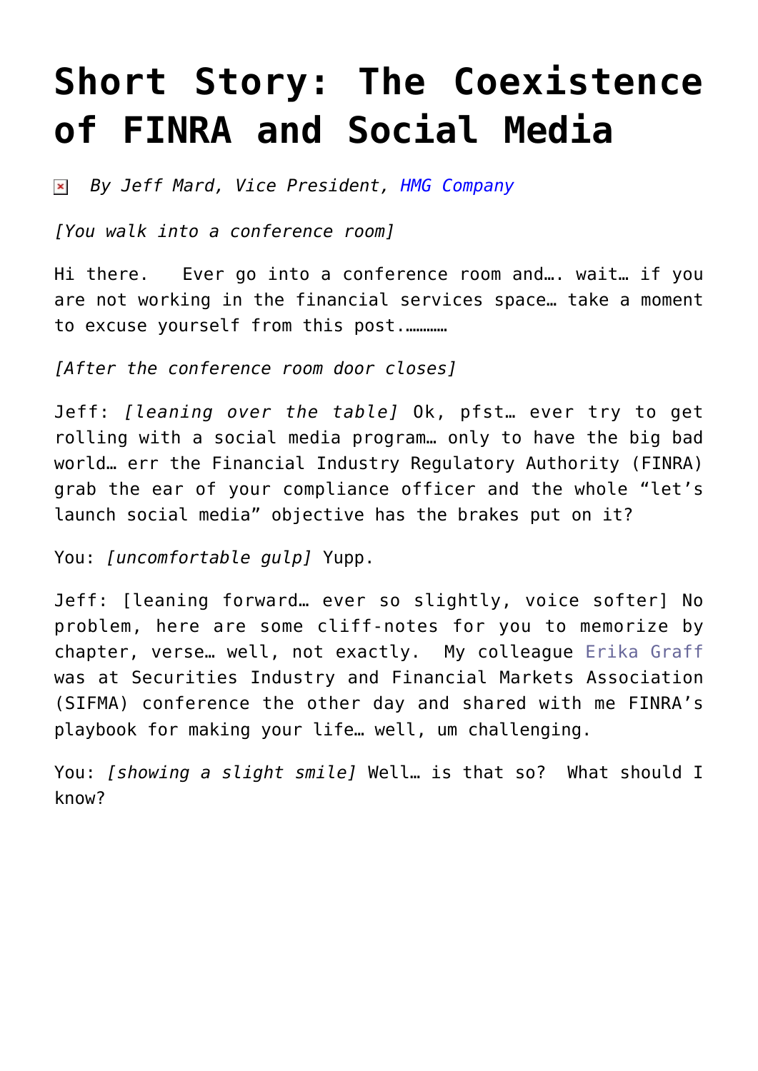# Short Story: The Coexistence of FINRA and Social Media

*By Jeff Mard, Vice President, HMG Company*

*[You walk into a conference room]*

Hi there.  Ever go into a conference room and…. wait… if you are not working in the financial services space… take a moment to excuse yourself from this post.…………

*[After the conference room door closes]*

Jeff: *[leaning over the table]* Ok, pfst… ever try to get rolling with a social media program… only to have the big bad world… err the Financial Industry Regulatory Authority (FINRA) grab the ear of your compliance officer and the whole "let's launch social media" objective has the brakes put on it?

You: *[uncomfortable gulp]* Yupp.

Jeff: [leaning forward… ever so slightly, voice softer] No problem, here are some cliff-notes for you to memorize by chapter, verse… well, not exactly.  My colleague Erika Graff was at Securities Industry and Financial Markets Association (SIFMA) conference the other day and shared with me FINRA's playbook for making your life… well, um challenging.

You: *[showing a slight smile]* Well… is that so?  What should I know?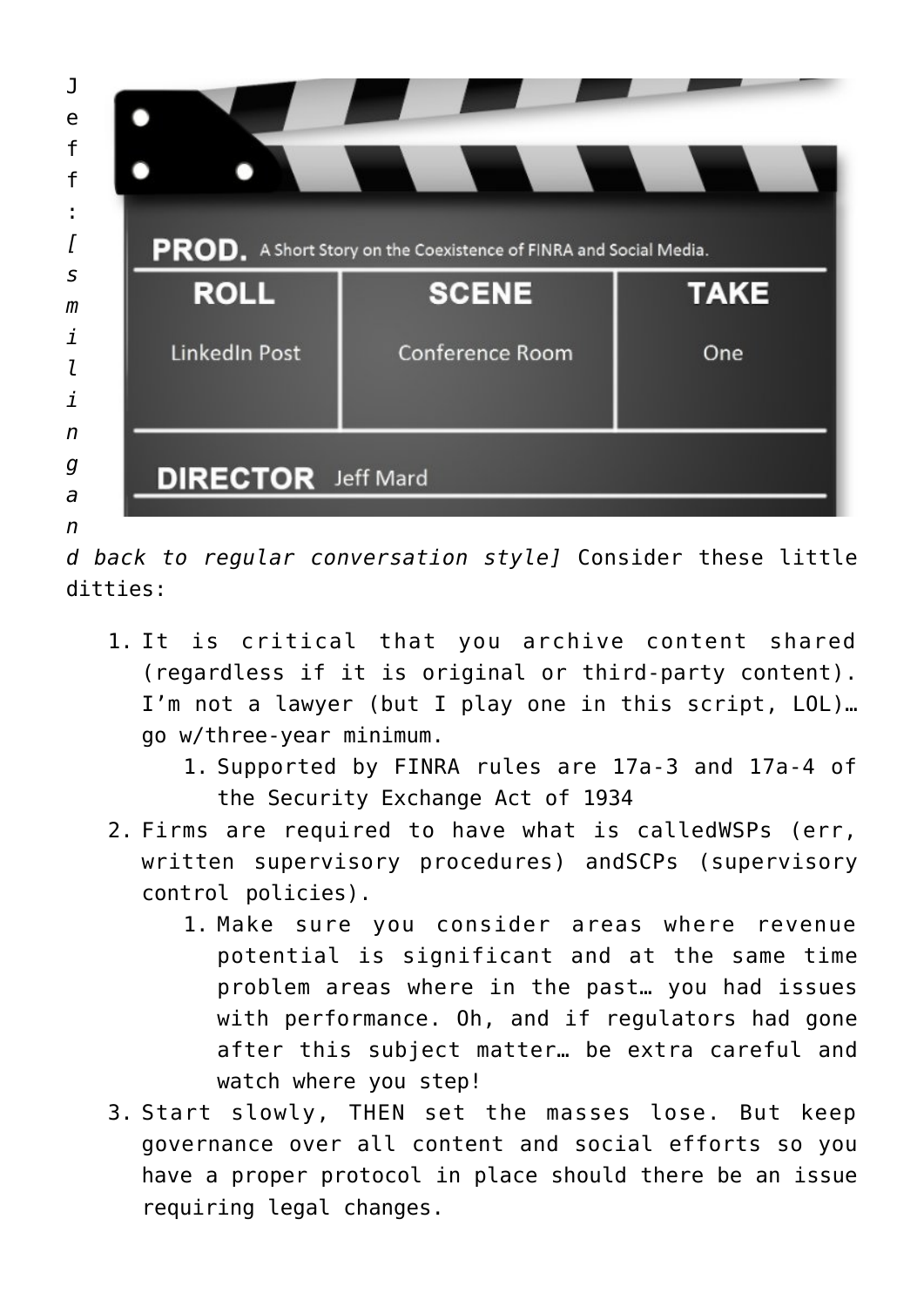Jeff: *[smiling and back to regular conversation style]* Consider these little ditties:

1. It is critical that you archive content shared (regardless if it is original or third-party content). I'm not a lawyer (but I play one in this script, LOL)… go w/three-year minimum.
   1. Supported by FINRA rules are 17a-3 and 17a-4 of the Security Exchange Act of 1934
2. Firms are required to have what is calledWSPs (err, written supervisory procedures) andSCPs (supervisory control policies).
   1. Make sure you consider areas where revenue potential is significant and at the same time problem areas where in the past… you had issues with performance. Oh, and if regulators had gone after this subject matter… be extra careful and watch where you step!
3. Start slowly, THEN set the masses lose. But keep governance over all content and social efforts so you have a proper protocol in place should there be an issue requiring legal changes.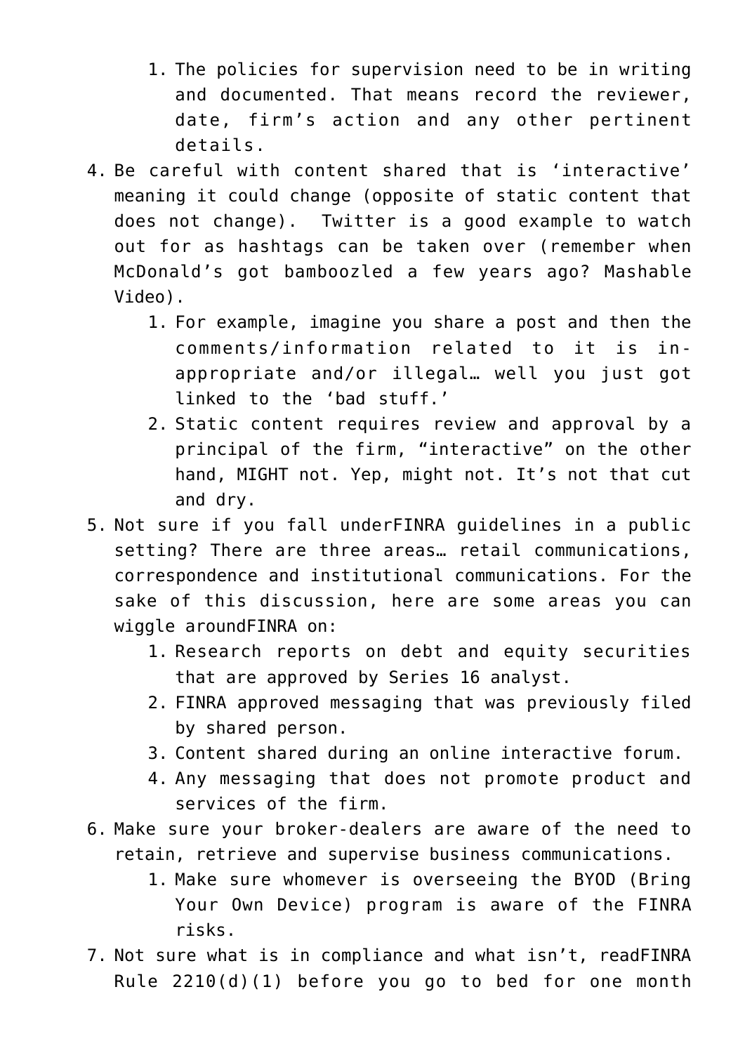1. The policies for supervision need to be in writing and documented. That means record the reviewer, date, firm's action and any other pertinent details.
4. Be careful with content shared that is 'interactive' meaning it could change (opposite of static content that does not change). Twitter is a good example to watch out for as hashtags can be taken over (remember when McDonald's got bamboozled a few years ago? Mashable Video).
   1. For example, imagine you share a post and then the comments/information related to it is in-appropriate and/or illegal… well you just got linked to the 'bad stuff.'
   2. Static content requires review and approval by a principal of the firm, "interactive" on the other hand, MIGHT not. Yep, might not. It's not that cut and dry.
5. Not sure if you fall underFINRA guidelines in a public setting? There are three areas… retail communications, correspondence and institutional communications. For the sake of this discussion, here are some areas you can wiggle aroundFINRA on:
   1. Research reports on debt and equity securities that are approved by Series 16 analyst.
   2. FINRA approved messaging that was previously filed by shared person.
   3. Content shared during an online interactive forum.
   4. Any messaging that does not promote product and services of the firm.
6. Make sure your broker-dealers are aware of the need to retain, retrieve and supervise business communications.
   1. Make sure whomever is overseeing the BYOD (Bring Your Own Device) program is aware of the FINRA risks.
7. Not sure what is in compliance and what isn't, readFINRA Rule 2210(d)(1) before you go to bed for one month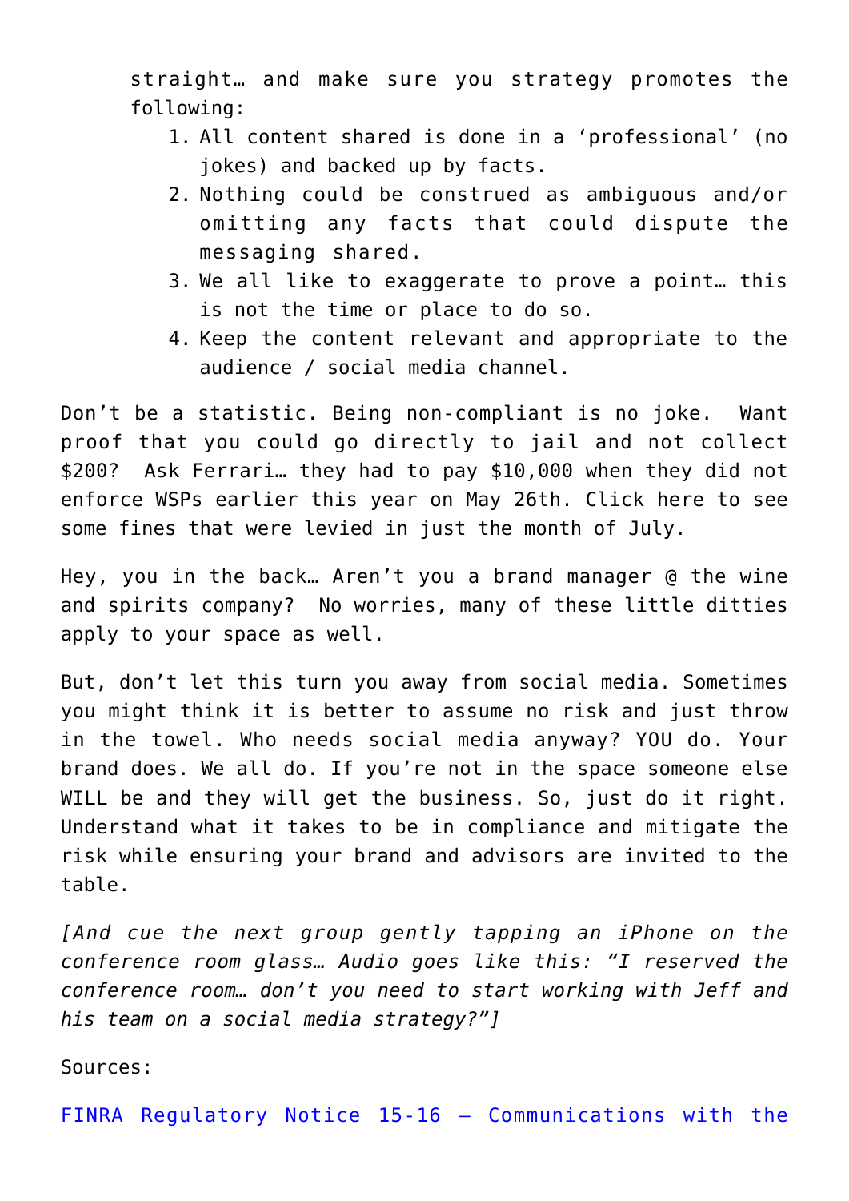straight… and make sure you strategy promotes the following:

1. All content shared is done in a 'professional' (no jokes) and backed up by facts.
2. Nothing could be construed as ambiguous and/or omitting any facts that could dispute the messaging shared.
3. We all like to exaggerate to prove a point… this is not the time or place to do so.
4. Keep the content relevant and appropriate to the audience / social media channel.

Don't be a statistic. Being non-compliant is no joke. Want proof that you could go directly to jail and not collect $200? Ask Ferrari… they had to pay $10,000 when they did not enforce WSPs earlier this year on May 26th. Click here to see some fines that were levied in just the month of July.

Hey, you in the back… Aren't you a brand manager @ the wine and spirits company? No worries, many of these little ditties apply to your space as well.

But, don't let this turn you away from social media. Sometimes you might think it is better to assume no risk and just throw in the towel. Who needs social media anyway? YOU do. Your brand does. We all do. If you're not in the space someone else WILL be and they will get the business. So, just do it right. Understand what it takes to be in compliance and mitigate the risk while ensuring your brand and advisors are invited to the table.

*[And cue the next group gently tapping an iPhone on the conference room glass… Audio goes like this: "I reserved the conference room… don't you need to start working with Jeff and his team on a social media strategy?"]*

Sources:

FINRA Regulatory Notice 15-16 – Communications with the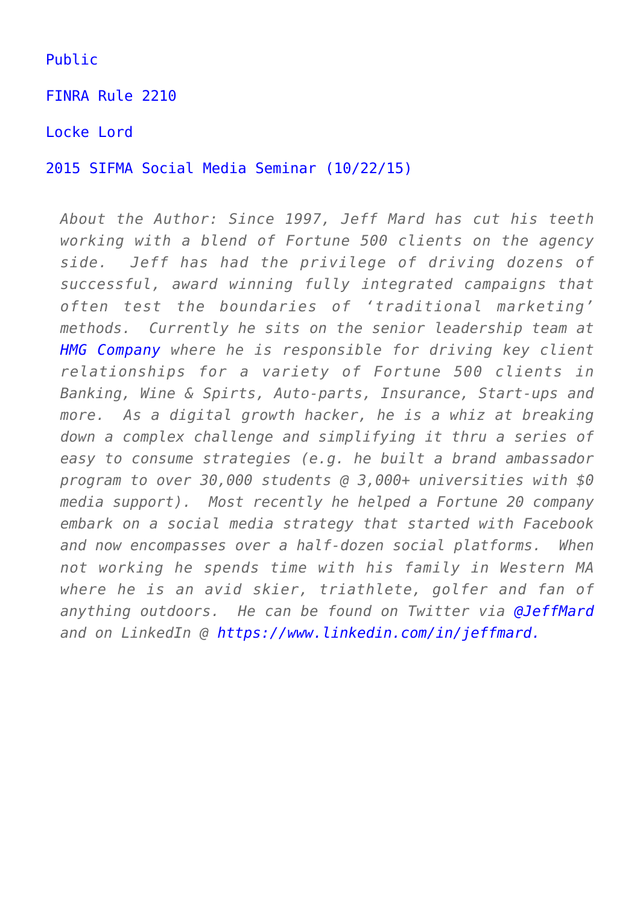Public

FINRA Rule 2210

Locke Lord

2015 SIFMA Social Media Seminar (10/22/15)

*About the Author: Since 1997, Jeff Mard has cut his teeth working with a blend of Fortune 500 clients on the agency side. Jeff has had the privilege of driving dozens of successful, award winning fully integrated campaigns that often test the boundaries of 'traditional marketing' methods. Currently he sits on the senior leadership team at HMG Company where he is responsible for driving key client relationships for a variety of Fortune 500 clients in Banking, Wine & Spirts, Auto-parts, Insurance, Start-ups and more. As a digital growth hacker, he is a whiz at breaking down a complex challenge and simplifying it thru a series of easy to consume strategies (e.g. he built a brand ambassador program to over 30,000 students @ 3,000+ universities with $0 media support). Most recently he helped a Fortune 20 company embark on a social media strategy that started with Facebook and now encompasses over a half-dozen social platforms. When not working he spends time with his family in Western MA where he is an avid skier, triathlete, golfer and fan of anything outdoors. He can be found on Twitter via @JeffMard and on LinkedIn @ https://www.linkedin.com/in/jeffmard.*